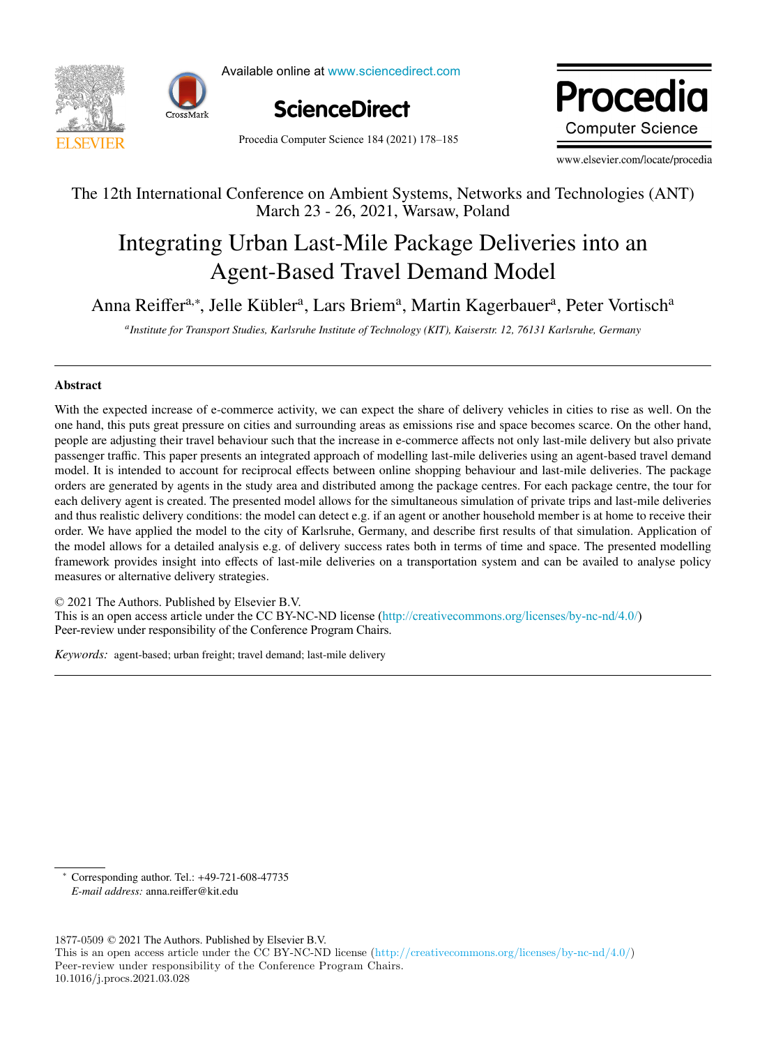The 12th International Conference on Ambient Systems, Networks and Technologies (ANT)
March 23 - 26, 2021, Warsaw, Poland

# Integrating Urban Last-Mile Package Deliveries into an Agent-Based Travel Demand Model

Anna Reiffer[a,*], Jelle Kübler[a], Lars Briem[a], Martin Kagerbauer[a], Peter Vortisch[a]

[a] *Institute for Transport Studies, Karlsruhe Institute of Technology (KIT), Kaiserstr. 12, 76131 Karlsruhe, Germany*

## Abstract

With the expected increase of e-commerce activity, we can expect the share of delivery vehicles in cities to rise as well. On the one hand, this puts great pressure on cities and surrounding areas as emissions rise and space becomes scarce. On the other hand, people are adjusting their travel behaviour such that the increase in e-commerce affects not only last-mile delivery but also private passenger traffic. This paper presents an integrated approach of modelling last-mile deliveries using an agent-based travel demand model. It is intended to account for reciprocal effects between online shopping behaviour and last-mile deliveries. The package orders are generated by agents in the study area and distributed among the package centres. For each package centre, the tour for each delivery agent is created. The presented model allows for the simultaneous simulation of private trips and last-mile deliveries and thus realistic delivery conditions: the model can detect e.g. if an agent or another household member is at home to receive their order. We have applied the model to the city of Karlsruhe, Germany, and describe first results of that simulation. Application of the model allows for a detailed analysis e.g. of delivery success rates both in terms of time and space. The presented modelling framework provides insight into effects of last-mile deliveries on a transportation system and can be availed to analyse policy measures or alternative delivery strategies.

© 2021 The Authors. Published by Elsevier B.V.
This is an open access article under the CC BY-NC-ND license (http://creativecommons.org/licenses/by-nc-nd/4.0/)
Peer-review under responsibility of the Conference Program Chairs.

*Keywords:* agent-based; urban freight; travel demand; last-mile delivery

---

\* Corresponding author. Tel.: +49-721-608-47735
*E-mail address:* anna.reiffer@kit.edu

1877-0509 © 2021 The Authors. Published by Elsevier B.V.
This is an open access article under the CC BY-NC-ND license (http://creativecommons.org/licenses/by-nc-nd/4.0/)
Peer-review under responsibility of the Conference Program Chairs.
10.1016/j.procs.2021.03.028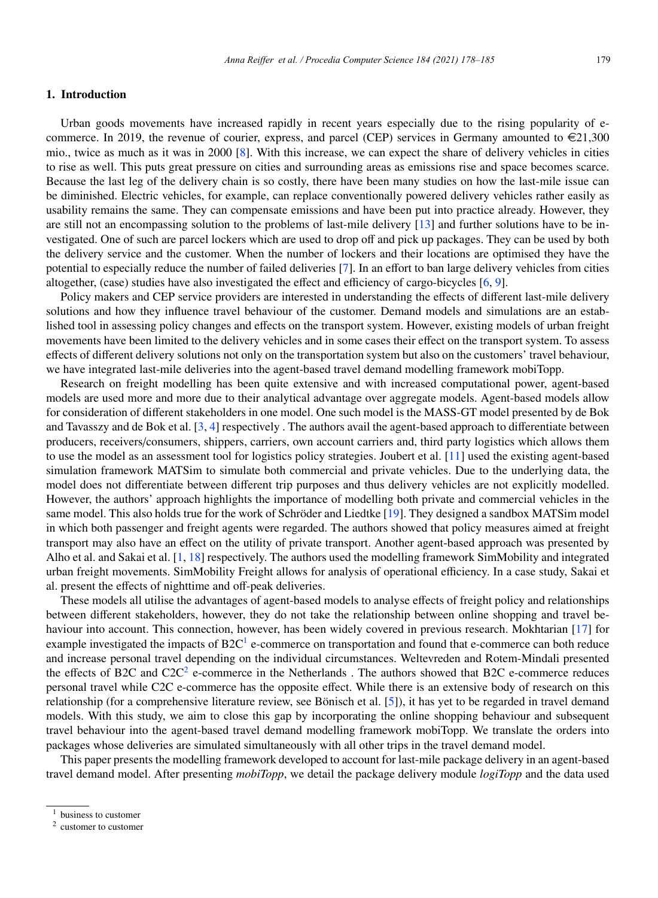## 1. Introduction

Urban goods movements have increased rapidly in recent years especially due to the rising popularity of e-commerce. In 2019, the revenue of courier, express, and parcel (CEP) services in Germany amounted to €21,300 mio., twice as much as it was in 2000 [8]. With this increase, we can expect the share of delivery vehicles in cities to rise as well. This puts great pressure on cities and surrounding areas as emissions rise and space becomes scarce. Because the last leg of the delivery chain is so costly, there have been many studies on how the last-mile issue can be diminished. Electric vehicles, for example, can replace conventionally powered delivery vehicles rather easily as usability remains the same. They can compensate emissions and have been put into practice already. However, they are still not an encompassing solution to the problems of last-mile delivery [13] and further solutions have to be investigated. One of such are parcel lockers which are used to drop off and pick up packages. They can be used by both the delivery service and the customer. When the number of lockers and their locations are optimised they have the potential to especially reduce the number of failed deliveries [7]. In an effort to ban large delivery vehicles from cities altogether, (case) studies have also investigated the effect and efficiency of cargo-bicycles [6, 9].

Policy makers and CEP service providers are interested in understanding the effects of different last-mile delivery solutions and how they influence travel behaviour of the customer. Demand models and simulations are an established tool in assessing policy changes and effects on the transport system. However, existing models of urban freight movements have been limited to the delivery vehicles and in some cases their effect on the transport system. To assess effects of different delivery solutions not only on the transportation system but also on the customers' travel behaviour, we have integrated last-mile deliveries into the agent-based travel demand modelling framework mobiTopp.

Research on freight modelling has been quite extensive and with increased computational power, agent-based models are used more and more due to their analytical advantage over aggregate models. Agent-based models allow for consideration of different stakeholders in one model. One such model is the MASS-GT model presented by de Bok and Tavasszy and de Bok et al. [3, 4] respectively . The authors avail the agent-based approach to differentiate between producers, receivers/consumers, shippers, carriers, own account carriers and, third party logistics which allows them to use the model as an assessment tool for logistics policy strategies. Joubert et al. [11] used the existing agent-based simulation framework MATSim to simulate both commercial and private vehicles. Due to the underlying data, the model does not differentiate between different trip purposes and thus delivery vehicles are not explicitly modelled. However, the authors' approach highlights the importance of modelling both private and commercial vehicles in the same model. This also holds true for the work of Schröder and Liedtke [19]. They designed a sandbox MATSim model in which both passenger and freight agents were regarded. The authors showed that policy measures aimed at freight transport may also have an effect on the utility of private transport. Another agent-based approach was presented by Alho et al. and Sakai et al. [1, 18] respectively. The authors used the modelling framework SimMobility and integrated urban freight movements. SimMobility Freight allows for analysis of operational efficiency. In a case study, Sakai et al. present the effects of nighttime and off-peak deliveries.

These models all utilise the advantages of agent-based models to analyse effects of freight policy and relationships between different stakeholders, however, they do not take the relationship between online shopping and travel behaviour into account. This connection, however, has been widely covered in previous research. Mokhtarian [17] for example investigated the impacts of B2C[1] e-commerce on transportation and found that e-commerce can both reduce and increase personal travel depending on the individual circumstances. Weltevreden and Rotem-Mindali presented the effects of B2C and C2C[2] e-commerce in the Netherlands . The authors showed that B2C e-commerce reduces personal travel while C2C e-commerce has the opposite effect. While there is an extensive body of research on this relationship (for a comprehensive literature review, see Bönisch et al. [5]), it has yet to be regarded in travel demand models. With this study, we aim to close this gap by incorporating the online shopping behaviour and subsequent travel behaviour into the agent-based travel demand modelling framework mobiTopp. We translate the orders into packages whose deliveries are simulated simultaneously with all other trips in the travel demand model.

This paper presents the modelling framework developed to account for last-mile package delivery in an agent-based travel demand model. After presenting *mobiTopp*, we detail the package delivery module *logiTopp* and the data used

[1] business to customer
[2] customer to customer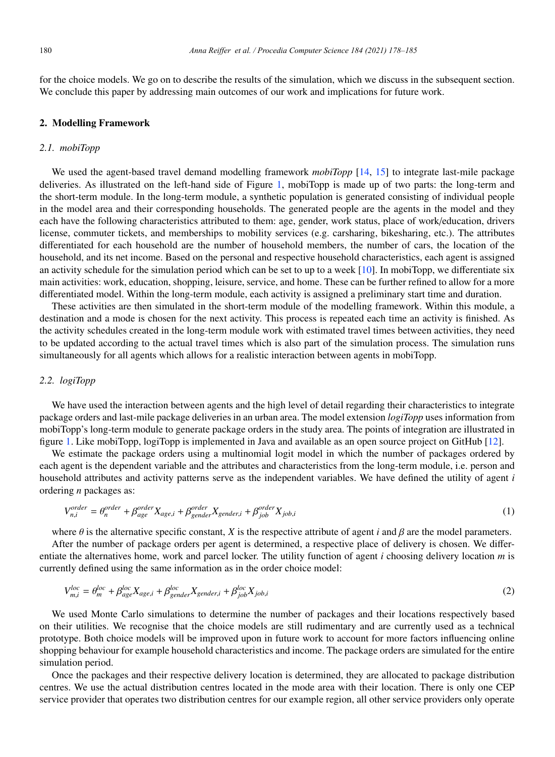for the choice models. We go on to describe the results of the simulation, which we discuss in the subsequent section. We conclude this paper by addressing main outcomes of our work and implications for future work.

## 2. Modelling Framework

### *2.1. mobiTopp*

We used the agent-based travel demand modelling framework *mobiTopp* [14, 15] to integrate last-mile package deliveries. As illustrated on the left-hand side of Figure 1, mobiTopp is made up of two parts: the long-term and the short-term module. In the long-term module, a synthetic population is generated consisting of individual people in the model area and their corresponding households. The generated people are the agents in the model and they each have the following characteristics attributed to them: age, gender, work status, place of work/education, drivers license, commuter tickets, and memberships to mobility services (e.g. carsharing, bikesharing, etc.). The attributes differentiated for each household are the number of household members, the number of cars, the location of the household, and its net income. Based on the personal and respective household characteristics, each agent is assigned an activity schedule for the simulation period which can be set to up to a week [10]. In mobiTopp, we differentiate six main activities: work, education, shopping, leisure, service, and home. These can be further refined to allow for a more differentiated model. Within the long-term module, each activity is assigned a preliminary start time and duration.

These activities are then simulated in the short-term module of the modelling framework. Within this module, a destination and a mode is chosen for the next activity. This process is repeated each time an activity is finished. As the activity schedules created in the long-term module work with estimated travel times between activities, they need to be updated according to the actual travel times which is also part of the simulation process. The simulation runs simultaneously for all agents which allows for a realistic interaction between agents in mobiTopp.

### *2.2. logiTopp*

We have used the interaction between agents and the high level of detail regarding their characteristics to integrate package orders and last-mile package deliveries in an urban area. The model extension *logiTopp* uses information from mobiTopp's long-term module to generate package orders in the study area. The points of integration are illustrated in figure 1. Like mobiTopp, logiTopp is implemented in Java and available as an open source project on GitHub [12].

We estimate the package orders using a multinomial logit model in which the number of packages ordered by each agent is the dependent variable and the attributes and characteristics from the long-term module, i.e. person and household attributes and activity patterns serve as the independent variables. We have defined the utility of agent $i$ ordering $n$ packages as:

$$V_{n,i}^{order} = \theta_n^{order} + \beta_{age}^{order} X_{age,i} + \beta_{gender}^{order} X_{gender,i} + \beta_{job}^{order} X_{job,i} \tag{1}$$

where $\theta$ is the alternative specific constant, $X$ is the respective attribute of agent $i$ and $\beta$ are the model parameters.

After the number of package orders per agent is determined, a respective place of delivery is chosen. We differentiate the alternatives home, work and parcel locker. The utility function of agent $i$ choosing delivery location $m$ is currently defined using the same information as in the order choice model:

$$V_{m,i}^{loc} = \theta_m^{loc} + \beta_{age}^{loc} X_{age,i} + \beta_{gender}^{loc} X_{gender,i} + \beta_{job}^{loc} X_{job,i} \tag{2}$$

We used Monte Carlo simulations to determine the number of packages and their locations respectively based on their utilities. We recognise that the choice models are still rudimentary and are currently used as a technical prototype. Both choice models will be improved upon in future work to account for more factors influencing online shopping behaviour for example household characteristics and income. The package orders are simulated for the entire simulation period.

Once the packages and their respective delivery location is determined, they are allocated to package distribution centres. We use the actual distribution centres located in the mode area with their location. There is only one CEP service provider that operates two distribution centres for our example region, all other service providers only operate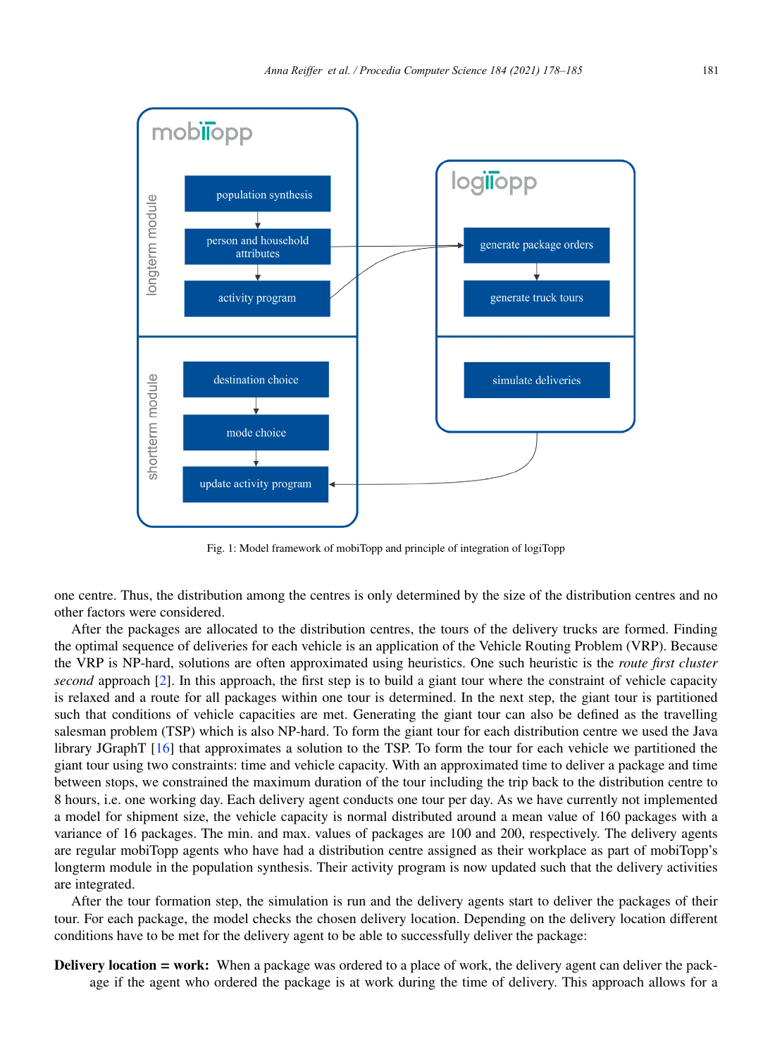Fig. 1: Model framework of mobiTopp and principle of integration of logiTopp

one centre. Thus, the distribution among the centres is only determined by the size of the distribution centres and no other factors were considered.

After the packages are allocated to the distribution centres, the tours of the delivery trucks are formed. Finding the optimal sequence of deliveries for each vehicle is an application of the Vehicle Routing Problem (VRP). Because the VRP is NP-hard, solutions are often approximated using heuristics. One such heuristic is the *route first cluster second* approach [2]. In this approach, the first step is to build a giant tour where the constraint of vehicle capacity is relaxed and a route for all packages within one tour is determined. In the next step, the giant tour is partitioned such that conditions of vehicle capacities are met. Generating the giant tour can also be defined as the travelling salesman problem (TSP) which is also NP-hard. To form the giant tour for each distribution centre we used the Java library JGraphT [16] that approximates a solution to the TSP. To form the tour for each vehicle we partitioned the giant tour using two constraints: time and vehicle capacity. With an approximated time to deliver a package and time between stops, we constrained the maximum duration of the tour including the trip back to the distribution centre to 8 hours, i.e. one working day. Each delivery agent conducts one tour per day. As we have currently not implemented a model for shipment size, the vehicle capacity is normal distributed around a mean value of 160 packages with a variance of 16 packages. The min. and max. values of packages are 100 and 200, respectively. The delivery agents are regular mobiTopp agents who have had a distribution centre assigned as their workplace as part of mobiTopp's longterm module in the population synthesis. Their activity program is now updated such that the delivery activities are integrated.

After the tour formation step, the simulation is run and the delivery agents start to deliver the packages of their tour. For each package, the model checks the chosen delivery location. Depending on the delivery location different conditions have to be met for the delivery agent to be able to successfully deliver the package:

**Delivery location = work:** When a package was ordered to a place of work, the delivery agent can deliver the package if the agent who ordered the package is at work during the time of delivery. This approach allows for a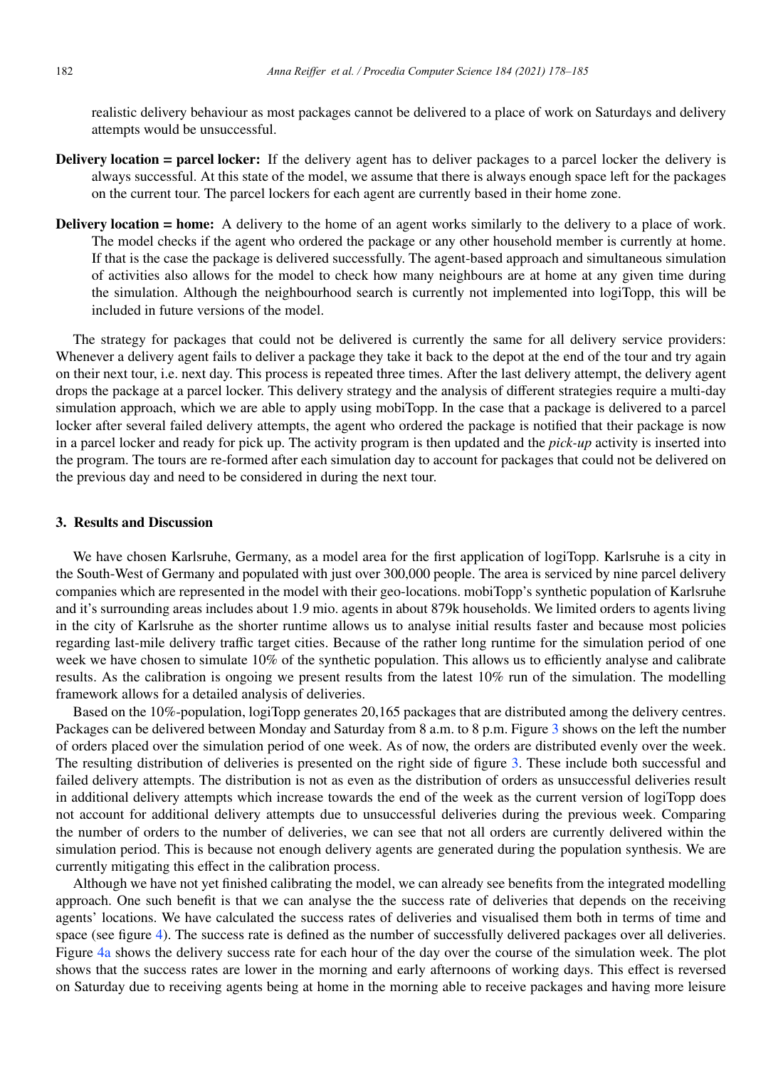realistic delivery behaviour as most packages cannot be delivered to a place of work on Saturdays and delivery attempts would be unsuccessful.

**Delivery location = parcel locker:** If the delivery agent has to deliver packages to a parcel locker the delivery is always successful. At this state of the model, we assume that there is always enough space left for the packages on the current tour. The parcel lockers for each agent are currently based in their home zone.

**Delivery location = home:** A delivery to the home of an agent works similarly to the delivery to a place of work. The model checks if the agent who ordered the package or any other household member is currently at home. If that is the case the package is delivered successfully. The agent-based approach and simultaneous simulation of activities also allows for the model to check how many neighbours are at home at any given time during the simulation. Although the neighbourhood search is currently not implemented into logiTopp, this will be included in future versions of the model.

The strategy for packages that could not be delivered is currently the same for all delivery service providers: Whenever a delivery agent fails to deliver a package they take it back to the depot at the end of the tour and try again on their next tour, i.e. next day. This process is repeated three times. After the last delivery attempt, the delivery agent drops the package at a parcel locker. This delivery strategy and the analysis of different strategies require a multi-day simulation approach, which we are able to apply using mobiTopp. In the case that a package is delivered to a parcel locker after several failed delivery attempts, the agent who ordered the package is notified that their package is now in a parcel locker and ready for pick up. The activity program is then updated and the *pick-up* activity is inserted into the program. The tours are re-formed after each simulation day to account for packages that could not be delivered on the previous day and need to be considered in during the next tour.

## 3. Results and Discussion

We have chosen Karlsruhe, Germany, as a model area for the first application of logiTopp. Karlsruhe is a city in the South-West of Germany and populated with just over 300,000 people. The area is serviced by nine parcel delivery companies which are represented in the model with their geo-locations. mobiTopp's synthetic population of Karlsruhe and it's surrounding areas includes about 1.9 mio. agents in about 879k households. We limited orders to agents living in the city of Karlsruhe as the shorter runtime allows us to analyse initial results faster and because most policies regarding last-mile delivery traffic target cities. Because of the rather long runtime for the simulation period of one week we have chosen to simulate 10% of the synthetic population. This allows us to efficiently analyse and calibrate results. As the calibration is ongoing we present results from the latest 10% run of the simulation. The modelling framework allows for a detailed analysis of deliveries.

Based on the 10%-population, logiTopp generates 20,165 packages that are distributed among the delivery centres. Packages can be delivered between Monday and Saturday from 8 a.m. to 8 p.m. Figure 3 shows on the left the number of orders placed over the simulation period of one week. As of now, the orders are distributed evenly over the week. The resulting distribution of deliveries is presented on the right side of figure 3. These include both successful and failed delivery attempts. The distribution is not as even as the distribution of orders as unsuccessful deliveries result in additional delivery attempts which increase towards the end of the week as the current version of logiTopp does not account for additional delivery attempts due to unsuccessful deliveries during the previous week. Comparing the number of orders to the number of deliveries, we can see that not all orders are currently delivered within the simulation period. This is because not enough delivery agents are generated during the population synthesis. We are currently mitigating this effect in the calibration process.

Although we have not yet finished calibrating the model, we can already see benefits from the integrated modelling approach. One such benefit is that we can analyse the the success rate of deliveries that depends on the receiving agents' locations. We have calculated the success rates of deliveries and visualised them both in terms of time and space (see figure 4). The success rate is defined as the number of successfully delivered packages over all deliveries. Figure 4a shows the delivery success rate for each hour of the day over the course of the simulation week. The plot shows that the success rates are lower in the morning and early afternoons of working days. This effect is reversed on Saturday due to receiving agents being at home in the morning able to receive packages and having more leisure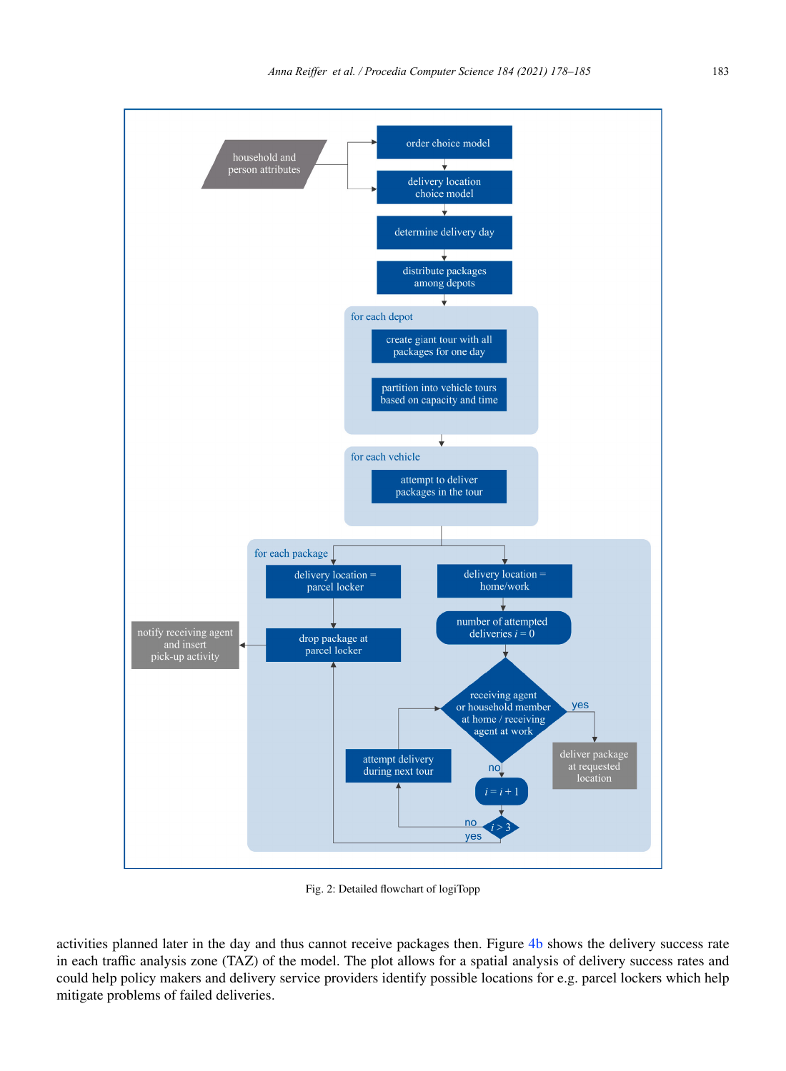Fig. 2: Detailed flowchart of logiTopp

activities planned later in the day and thus cannot receive packages then. Figure 4b shows the delivery success rate in each traffic analysis zone (TAZ) of the model. The plot allows for a spatial analysis of delivery success rates and could help policy makers and delivery service providers identify possible locations for e.g. parcel lockers which help mitigate problems of failed deliveries.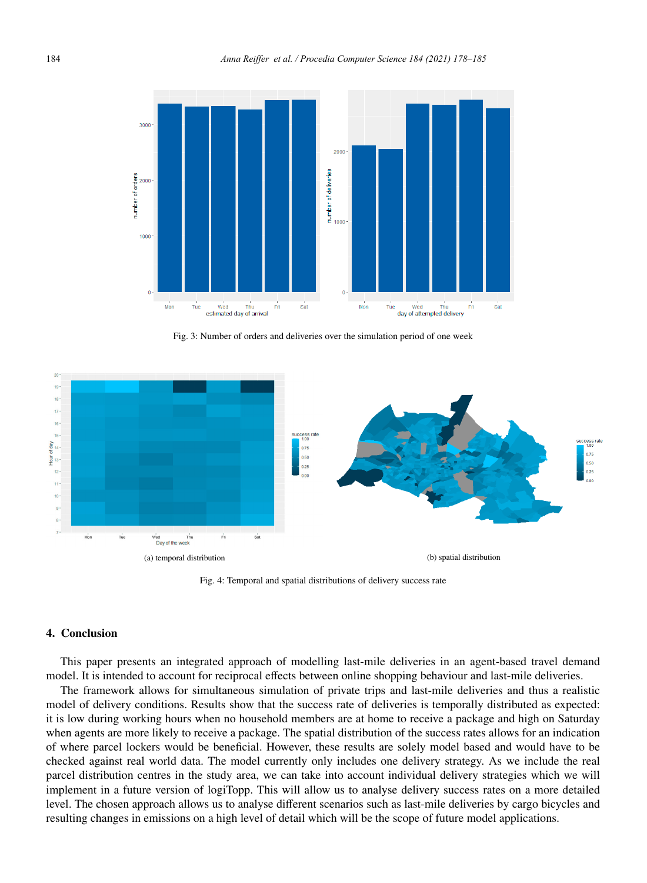Fig. 3: Number of orders and deliveries over the simulation period of one week

(a) temporal distribution

(b) spatial distribution

Fig. 4: Temporal and spatial distributions of delivery success rate

## 4. Conclusion

This paper presents an integrated approach of modelling last-mile deliveries in an agent-based travel demand model. It is intended to account for reciprocal effects between online shopping behaviour and last-mile deliveries.

The framework allows for simultaneous simulation of private trips and last-mile deliveries and thus a realistic model of delivery conditions. Results show that the success rate of deliveries is temporally distributed as expected: it is low during working hours when no household members are at home to receive a package and high on Saturday when agents are more likely to receive a package. The spatial distribution of the success rates allows for an indication of where parcel lockers would be beneficial. However, these results are solely model based and would have to be checked against real world data. The model currently only includes one delivery strategy. As we include the real parcel distribution centres in the study area, we can take into account individual delivery strategies which we will implement in a future version of logiTopp. This will allow us to analyse delivery success rates on a more detailed level. The chosen approach allows us to analyse different scenarios such as last-mile deliveries by cargo bicycles and resulting changes in emissions on a high level of detail which will be the scope of future model applications.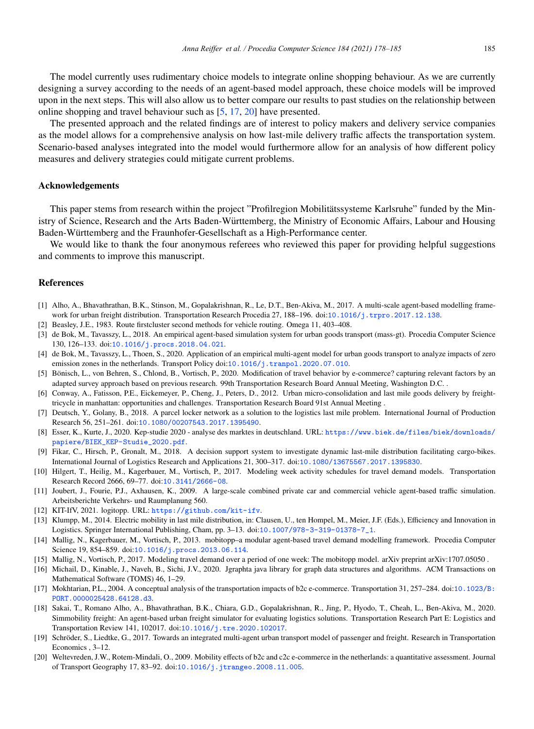The model currently uses rudimentary choice models to integrate online shopping behaviour. As we are currently designing a survey according to the needs of an agent-based model approach, these choice models will be improved upon in the next steps. This will also allow us to better compare our results to past studies on the relationship between online shopping and travel behaviour such as [5, 17, 20] have presented.

The presented approach and the related findings are of interest to policy makers and delivery service companies as the model allows for a comprehensive analysis on how last-mile delivery traffic affects the transportation system. Scenario-based analyses integrated into the model would furthermore allow for an analysis of how different policy measures and delivery strategies could mitigate current problems.

## Acknowledgements

This paper stems from research within the project "Profilregion Mobilitätssysteme Karlsruhe" funded by the Ministry of Science, Research and the Arts Baden-Württemberg, the Ministry of Economic Affairs, Labour and Housing Baden-Württemberg and the Fraunhofer-Gesellschaft as a High-Performance center.

We would like to thank the four anonymous referees who reviewed this paper for providing helpful suggestions and comments to improve this manuscript.

## References

[1] Alho, A., Bhavathrathan, B.K., Stinson, M., Gopalakrishnan, R., Le, D.T., Ben-Akiva, M., 2017. A multi-scale agent-based modelling framework for urban freight distribution. Transportation Research Procedia 27, 188–196. doi:10.1016/j.trpro.2017.12.138.

[2] Beasley, J.E., 1983. Route firstcluster second methods for vehicle routing. Omega 11, 403–408.

[3] de Bok, M., Tavasszy, L., 2018. An empirical agent-based simulation system for urban goods transport (mass-gt). Procedia Computer Science 130, 126–133. doi:10.1016/j.procs.2018.04.021.

[4] de Bok, M., Tavasszy, L., Thoen, S., 2020. Application of an empirical multi-agent model for urban goods transport to analyze impacts of zero emission zones in the netherlands. Transport Policy doi:10.1016/j.tranpol.2020.07.010.

[5] Bönisch, L., von Behren, S., Chlond, B., Vortisch, P., 2020. Modification of travel behavior by e-commerce? capturing relevant factors by an adapted survey approach based on previous research. 99th Transportation Research Board Annual Meeting, Washington D.C. .

[6] Conway, A., Fatisson, P.E., Eickemeyer, P., Cheng, J., Peters, D., 2012. Urban micro-consolidation and last mile goods delivery by freight-tricycle in manhattan: opportunities and challenges. Transportation Research Board 91st Annual Meeting .

[7] Deutsch, Y., Golany, B., 2018. A parcel locker network as a solution to the logistics last mile problem. International Journal of Production Research 56, 251–261. doi:10.1080/00207543.2017.1395490.

[8] Esser, K., Kurte, J., 2020. Kep-studie 2020 - analyse des marktes in deutschland. URL: https://www.biek.de/files/biek/downloads/papiere/BIEK_KEP-Studie_2020.pdf.

[9] Fikar, C., Hirsch, P., Gronalt, M., 2018. A decision support system to investigate dynamic last-mile distribution facilitating cargo-bikes. International Journal of Logistics Research and Applications 21, 300–317. doi:10.1080/13675567.2017.1395830.

[10] Hilgert, T., Heilig, M., Kagerbauer, M., Vortisch, P., 2017. Modeling week activity schedules for travel demand models. Transportation Research Record 2666, 69–77. doi:10.3141/2666-08.

[11] Joubert, J., Fourie, P.J., Axhausen, K., 2009. A large-scale combined private car and commercial vehicle agent-based traffic simulation. Arbeitsberichte Verkehrs- und Raumplanung 560.

[12] KIT-IfV, 2021. logitopp. URL: https://github.com/kit-ifv.

[13] Klumpp, M., 2014. Electric mobility in last mile distribution, in: Clausen, U., ten Hompel, M., Meier, J.F. (Eds.), Efficiency and Innovation in Logistics. Springer International Publishing, Cham, pp. 3–13. doi:10.1007/978-3-319-01378-7_1.

[14] Mallig, N., Kagerbauer, M., Vortisch, P., 2013. mobitopp–a modular agent-based travel demand modelling framework. Procedia Computer Science 19, 854–859. doi:10.1016/j.procs.2013.06.114.

[15] Mallig, N., Vortisch, P., 2017. Modeling travel demand over a period of one week: The mobitopp model. arXiv preprint arXiv:1707.05050 .

[16] Michail, D., Kinable, J., Naveh, B., Sichi, J.V., 2020. Jgraphta java library for graph data structures and algorithms. ACM Transactions on Mathematical Software (TOMS) 46, 1–29.

[17] Mokhtarian, P.L., 2004. A conceptual analysis of the transportation impacts of b2c e-commerce. Transportation 31, 257–284. doi:10.1023/B:PORT.0000025428.64128.d3.

[18] Sakai, T., Romano Alho, A., Bhavathrathan, B.K., Chiara, G.D., Gopalakrishnan, R., Jing, P., Hyodo, T., Cheah, L., Ben-Akiva, M., 2020. Simmobility freight: An agent-based urban freight simulator for evaluating logistics solutions. Transportation Research Part E: Logistics and Transportation Review 141, 102017. doi:10.1016/j.tre.2020.102017.

[19] Schröder, S., Liedtke, G., 2017. Towards an integrated multi-agent urban transport model of passenger and freight. Research in Transportation Economics , 3–12.

[20] Weltevreden, J.W., Rotem-Mindali, O., 2009. Mobility effects of b2c and c2c e-commerce in the netherlands: a quantitative assessment. Journal of Transport Geography 17, 83–92. doi:10.1016/j.jtrangeo.2008.11.005.